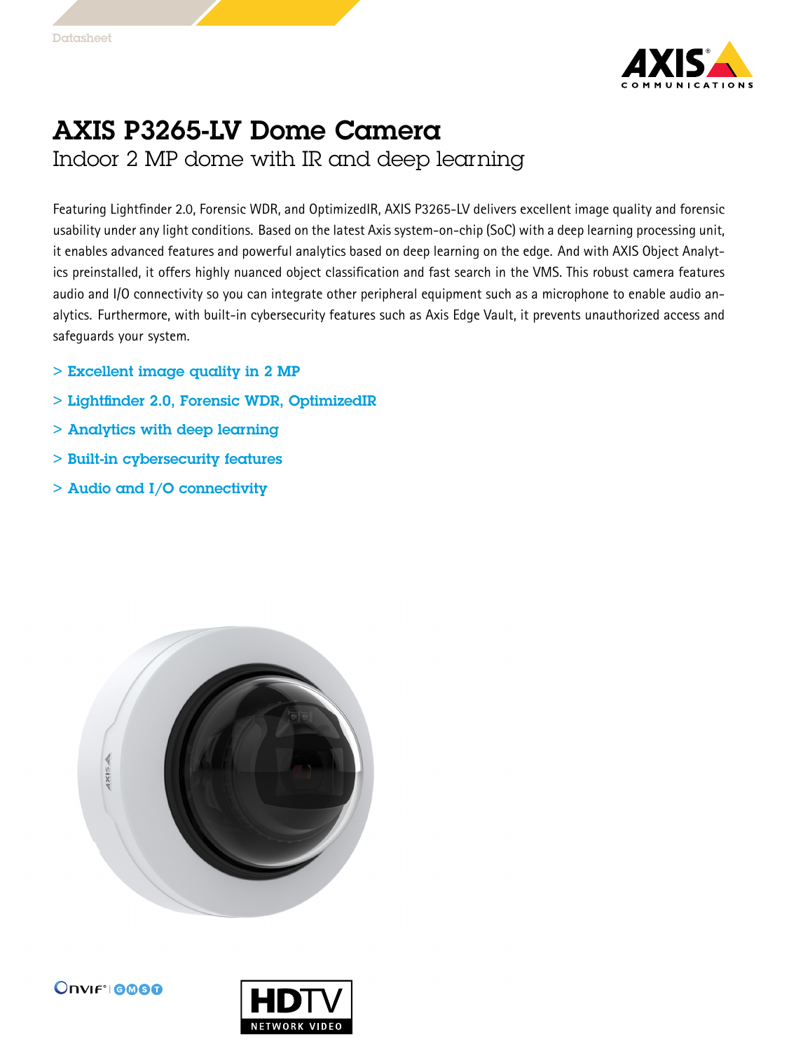Datasheet

# AXIS P3265-LV Dome Camera

## Indoor 2 MP dome with IR and deep learning

Featuring Lightfinder 2.0, Forensic WDR, and OptimizedIR, AXIS P3265-LV delivers excellent image quality and forensic usability under any light conditions. Based on the latest Axis system-on-chip (SoC) with a deep learning processing unit, it enables advanced features and powerful analytics based on deep learning on the edge. And with AXIS Object Analytics preinstalled, it offers highly nuanced object classification and fast search in the VMS. This robust camera features audio and I/O connectivity so you can integrate other peripheral equipment such as a microphone to enable audio analytics. Furthermore, with built-in cybersecurity features such as Axis Edge Vault, it prevents unauthorized access and safeguards your system.

> Excellent image quality in 2 MP

> Lightfinder 2.0, Forensic WDR, OptimizedIR

> Analytics with deep learning

> Built-in cybersecurity features

> Audio and I/O connectivity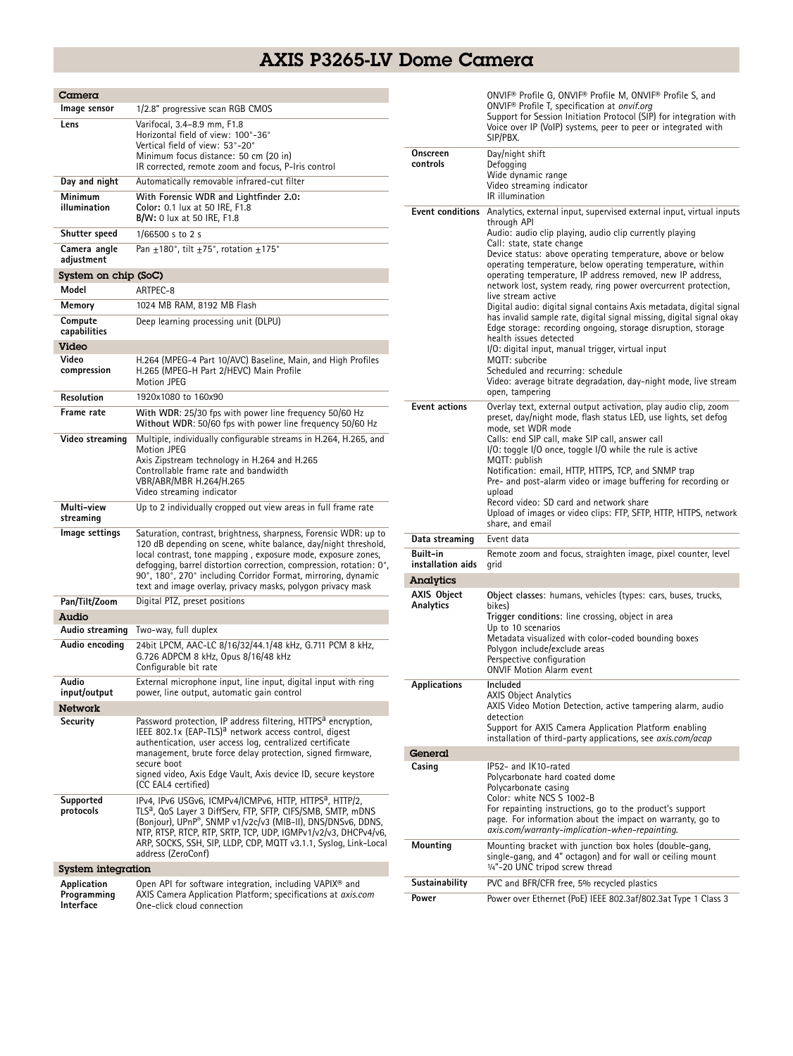# AXIS P3265-LV Dome Camera

## Camera

| | |
|---|---|
| **Image sensor** | 1/2.8" progressive scan RGB CMOS |
| **Lens** | Varifocal, 3.4–8.9 mm, F1.8<br>Horizontal field of view: 100°-36°<br>Vertical field of view: 53°-20°<br>Minimum focus distance: 50 cm (20 in)<br>IR corrected, remote zoom and focus, P-Iris control |
| **Day and night** | Automatically removable infrared-cut filter |
| **Minimum illumination** | **With Forensic WDR and Lightfinder 2.0:**<br>**Color:** 0.1 lux at 50 IRE, F1.8<br>**B/W:** 0 lux at 50 IRE, F1.8 |
| **Shutter speed** | 1/66500 s to 2 s |
| **Camera angle adjustment** | Pan ±180°, tilt ±75°, rotation ±175° |

## System on chip (SoC)

| | |
|---|---|
| **Model** | ARTPEC-8 |
| **Memory** | 1024 MB RAM, 8192 MB Flash |
| **Compute capabilities** | Deep learning processing unit (DLPU) |

## Video

| | |
|---|---|
| **Video compression** | H.264 (MPEG-4 Part 10/AVC) Baseline, Main, and High Profiles<br>H.265 (MPEG-H Part 2/HEVC) Main Profile<br>Motion JPEG |
| **Resolution** | 1920x1080 to 160x90 |
| **Frame rate** | **With WDR**: 25/30 fps with power line frequency 50/60 Hz<br>**Without WDR**: 50/60 fps with power line frequency 50/60 Hz |
| **Video streaming** | Multiple, individually configurable streams in H.264, H.265, and Motion JPEG<br>Axis Zipstream technology in H.264 and H.265<br>Controllable frame rate and bandwidth<br>VBR/ABR/MBR H.264/H.265<br>Video streaming indicator |
| **Multi-view streaming** | Up to 2 individually cropped out view areas in full frame rate |
| **Image settings** | Saturation, contrast, brightness, sharpness, Forensic WDR: up to 120 dB depending on scene, white balance, day/night threshold, local contrast, tone mapping , exposure mode, exposure zones, defogging, barrel distortion correction, compression, rotation: 0°, 90°, 180°, 270° including Corridor Format, mirroring, dynamic text and image overlay, privacy masks, polygon privacy mask |
| **Pan/Tilt/Zoom** | Digital PTZ, preset positions |

## Audio

| | |
|---|---|
| **Audio streaming** | Two-way, full duplex |
| **Audio encoding** | 24bit LPCM, AAC-LC 8/16/32/44.1/48 kHz, G.711 PCM 8 kHz, G.726 ADPCM 8 kHz, Opus 8/16/48 kHz<br>Configurable bit rate |
| **Audio input/output** | External microphone input, line input, digital input with ring power, line output, automatic gain control |

## Network

| | |
|---|---|
| **Security** | Password protection, IP address filtering, HTTPS[a] encryption, IEEE 802.1x (EAP-TLS)[a] network access control, digest authentication, user access log, centralized certificate management, brute force delay protection, signed firmware, secure boot<br>signed video, Axis Edge Vault, Axis device ID, secure keystore (CC EAL4 certified) |
| **Supported protocols** | IPv4, IPv6 USGv6, ICMPv4/ICMPv6, HTTP, HTTPS[a], HTTP/2, TLS[a], QoS Layer 3 DiffServ, FTP, SFTP, CIFS/SMB, SMTP, mDNS (Bonjour), UPnP®, SNMP v1/v2c/v3 (MIB-II), DNS/DNSv6, DDNS, NTP, RTSP, RTCP, RTP, SRTP, TCP, UDP, IGMPv1/v2/v3, DHCPv4/v6, ARP, SOCKS, SSH, SIP, LLDP, CDP, MQTT v3.1.1, Syslog, Link-Local address (ZeroConf) |

## System integration

| | |
|---|---|
| **Application Programming Interface** | Open API for software integration, including VAPIX® and AXIS Camera Application Platform; specifications at *axis.com*<br>One-click cloud connection<br>ONVIF® Profile G, ONVIF® Profile M, ONVIF® Profile S, and ONVIF® Profile T, specification at *onvif.org*<br>Support for Session Initiation Protocol (SIP) for integration with Voice over IP (VoIP) systems, peer to peer or integrated with SIP/PBX. |
| **Onscreen controls** | Day/night shift<br>Defogging<br>Wide dynamic range<br>Video streaming indicator<br>IR illumination |
| **Event conditions** | Analytics, external input, supervised external input, virtual inputs through API<br>Audio: audio clip playing, audio clip currently playing<br>Call: state, state change<br>Device status: above operating temperature, above or below operating temperature, below operating temperature, within operating temperature, IP address removed, new IP address, network lost, system ready, ring power overcurrent protection, live stream active<br>Digital audio: digital signal contains Axis metadata, digital signal has invalid sample rate, digital signal missing, digital signal okay<br>Edge storage: recording ongoing, storage disruption, storage health issues detected<br>I/O: digital input, manual trigger, virtual input<br>MQTT: subcribe<br>Scheduled and recurring: schedule<br>Video: average bitrate degradation, day-night mode, live stream open, tampering |
| **Event actions** | Overlay text, external output activation, play audio clip, zoom preset, day/night mode, flash status LED, use lights, set defog mode, set WDR mode<br>Calls: end SIP call, make SIP call, answer call<br>I/O: toggle I/O once, toggle I/O while the rule is active<br>MQTT: publish<br>Notification: email, HTTP, HTTPS, TCP, and SNMP trap<br>Pre- and post-alarm video or image buffering for recording or upload<br>Record video: SD card and network share<br>Upload of images or video clips: FTP, SFTP, HTTP, HTTPS, network share, and email |
| **Data streaming** | Event data |
| **Built-in installation aids** | Remote zoom and focus, straighten image, pixel counter, level grid |

## Analytics

| | |
|---|---|
| **AXIS Object Analytics** | **Object classes:** humans, vehicles (types: cars, buses, trucks, bikes)<br>**Trigger conditions:** line crossing, object in area<br>Up to 10 scenarios<br>Metadata visualized with color-coded bounding boxes<br>Polygon include/exclude areas<br>Perspective configuration<br>ONVIF Motion Alarm event |
| **Applications** | Included<br>AXIS Object Analytics<br>AXIS Video Motion Detection, active tampering alarm, audio detection<br>Support for AXIS Camera Application Platform enabling installation of third-party applications, see *axis.com/acap* |

## General

| | |
|---|---|
| **Casing** | IP52- and IK10-rated<br>Polycarbonate hard coated dome<br>Polycarbonate casing<br>Color: white NCS S 1002-B<br>For repainting instructions, go to the product's support page. For information about the impact on warranty, go to *axis.com/warranty-implication-when-repainting.* |
| **Mounting** | Mounting bracket with junction box holes (double-gang, single-gang, and 4" octagon) and for wall or ceiling mount<br>¼"-20 UNC tripod screw thread |
| **Sustainability** | PVC and BFR/CFR free, 5% recycled plastics |
| **Power** | Power over Ethernet (PoE) IEEE 802.3af/802.3at Type 1 Class 3 |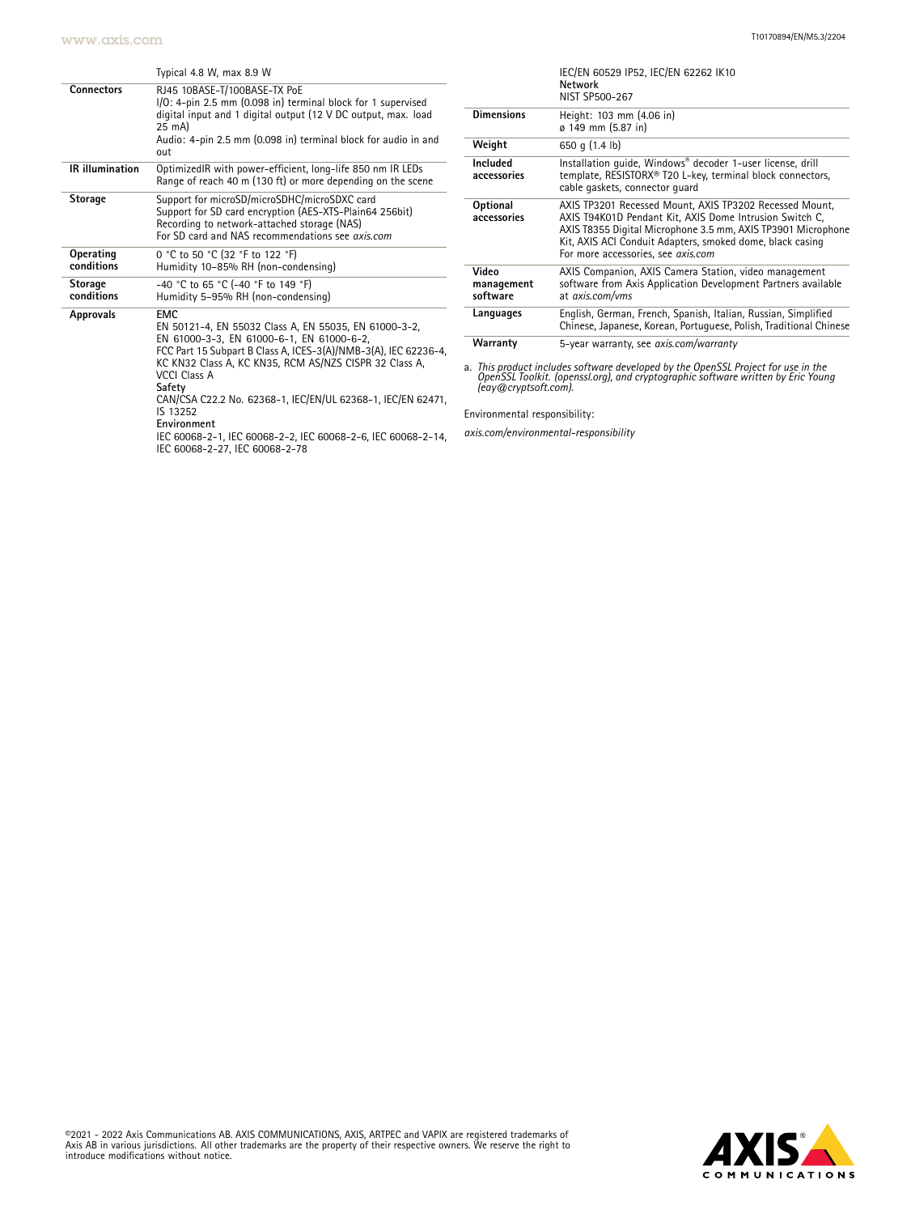| | |
|---|---|
| | Typical 4.8 W, max 8.9 W |
| **Connectors** | RJ45 10BASE-T/100BASE-TX PoE<br>I/O: 4-pin 2.5 mm (0.098 in) terminal block for 1 supervised digital input and 1 digital output (12 V DC output, max. load 25 mA)<br>Audio: 4-pin 2.5 mm (0.098 in) terminal block for audio in and out |
| **IR illumination** | OptimizedIR with power-efficient, long-life 850 nm IR LEDs<br>Range of reach 40 m (130 ft) or more depending on the scene |
| **Storage** | Support for microSD/microSDHC/microSDXC card<br>Support for SD card encryption (AES-XTS-Plain64 256bit)<br>Recording to network-attached storage (NAS)<br>For SD card and NAS recommendations see *axis.com* |
| **Operating conditions** | 0 °C to 50 °C (32 °F to 122 °F)<br>Humidity 10–85% RH (non-condensing) |
| **Storage conditions** | -40 °C to 65 °C (-40 °F to 149 °F)<br>Humidity 5–95% RH (non-condensing) |
| **Approvals** | **EMC**<br>EN 50121-4, EN 55032 Class A, EN 55035, EN 61000-3-2, EN 61000-3-3, EN 61000-6-1, EN 61000-6-2, FCC Part 15 Subpart B Class A, ICES-3(A)/NMB-3(A), IEC 62236-4, KC KN32 Class A, KC KN35, RCM AS/NZS CISPR 32 Class A, VCCI Class A<br>**Safety**<br>CAN/CSA C22.2 No. 62368-1, IEC/EN/UL 62368-1, IEC/EN 62471, IS 13252<br>**Environment**<br>IEC 60068-2-1, IEC 60068-2-2, IEC 60068-2-6, IEC 60068-2-14, IEC 60068-2-27, IEC 60068-2-78<br>IEC/EN 60529 IP52, IEC/EN 62262 IK10<br>**Network**<br>NIST SP500-267 |
| **Dimensions** | Height: 103 mm (4.06 in)<br>ø 149 mm (5.87 in) |
| **Weight** | 650 g (1.4 lb) |
| **Included accessories** | Installation guide, Windows® decoder 1-user license, drill template, RESISTORX® T20 L-key, terminal block connectors, cable gaskets, connector guard |
| **Optional accessories** | AXIS TP3201 Recessed Mount, AXIS TP3202 Recessed Mount, AXIS T94K01D Pendant Kit, AXIS Dome Intrusion Switch C, AXIS T8355 Digital Microphone 3.5 mm, AXIS TP3901 Microphone Kit, AXIS ACI Conduit Adapters, smoked dome, black casing<br>For more accessories, see *axis.com* |
| **Video management software** | AXIS Companion, AXIS Camera Station, video management software from Axis Application Development Partners available at *axis.com/vms* |
| **Languages** | English, German, French, Spanish, Italian, Russian, Simplified Chinese, Japanese, Korean, Portuguese, Polish, Traditional Chinese |
| **Warranty** | 5-year warranty, see *axis.com/warranty* |

a. *This product includes software developed by the OpenSSL Project for use in the OpenSSL Toolkit. (openssl.org), and cryptographic software written by Eric Young (eay@cryptsoft.com).*

Environmental responsibility:

*axis.com/environmental-responsibility*

©2021 - 2022 Axis Communications AB. AXIS COMMUNICATIONS, AXIS, ARTPEC and VAPIX are registered trademarks of Axis AB in various jurisdictions. All other trademarks are the property of their respective owners. We reserve the right to introduce modifications without notice.